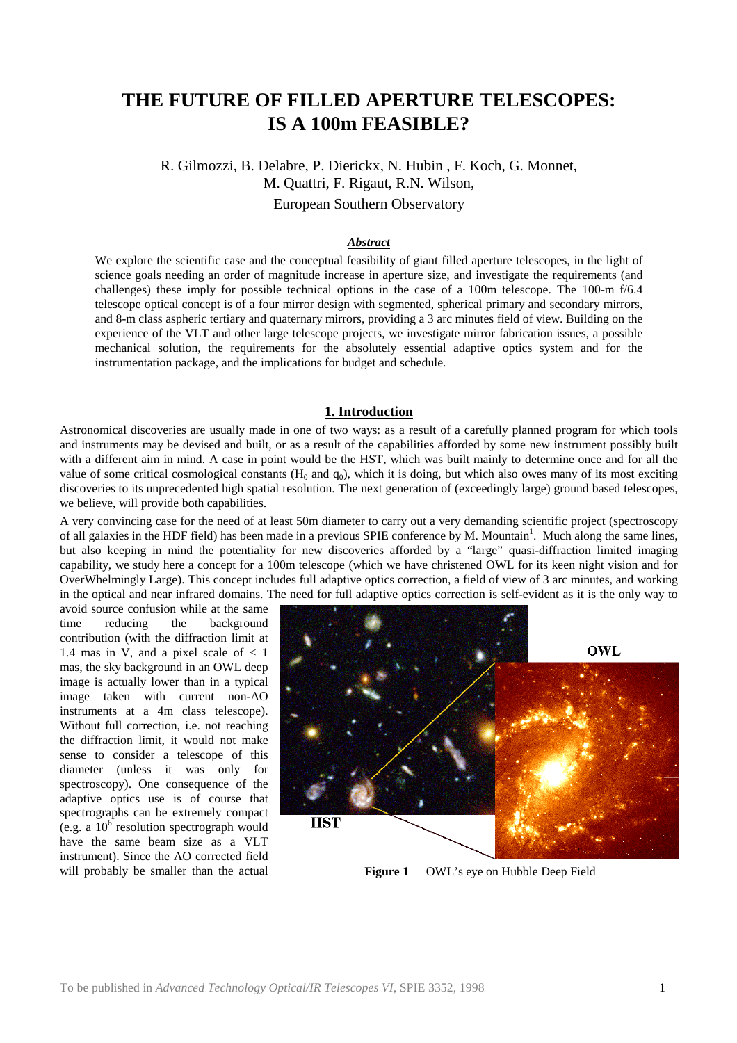# THE FUTURE OF FILLED APERTURE TELESCOPES: IS A 100m FEASIBLE?

R. Gilmozzi, B. Delabre, P. Dierickx, N. Hubin , F. Koch, G. Monnet, M. Quattri, F. Rigaut, R.N. Wilson,

European Southern Observatory

***Abstract***

We explore the scientific case and the conceptual feasibility of giant filled aperture telescopes, in the light of science goals needing an order of magnitude increase in aperture size, and investigate the requirements (and challenges) these imply for possible technical options in the case of a 100m telescope. The 100-m f/6.4 telescope optical concept is of a four mirror design with segmented, spherical primary and secondary mirrors, and 8-m class aspheric tertiary and quaternary mirrors, providing a 3 arc minutes field of view. Building on the experience of the VLT and other large telescope projects, we investigate mirror fabrication issues, a possible mechanical solution, the requirements for the absolutely essential adaptive optics system and for the instrumentation package, and the implications for budget and schedule.

## 1. Introduction

Astronomical discoveries are usually made in one of two ways: as a result of a carefully planned program for which tools and instruments may be devised and built, or as a result of the capabilities afforded by some new instrument possibly built with a different aim in mind. A case in point would be the HST, which was built mainly to determine once and for all the value of some critical cosmological constants ($H_0$ and $q_0$), which it is doing, but which also owes many of its most exciting discoveries to its unprecedented high spatial resolution. The next generation of (exceedingly large) ground based telescopes, we believe, will provide both capabilities.

A very convincing case for the need of at least 50m diameter to carry out a very demanding scientific project (spectroscopy of all galaxies in the HDF field) has been made in a previous SPIE conference by M. Mountain[1]. Much along the same lines, but also keeping in mind the potentiality for new discoveries afforded by a "large" quasi-diffraction limited imaging capability, we study here a concept for a 100m telescope (which we have christened OWL for its keen night vision and for OverWhelmingly Large). This concept includes full adaptive optics correction, a field of view of 3 arc minutes, and working in the optical and near infrared domains. The need for full adaptive optics correction is self-evident as it is the only way to avoid source confusion while at the same time reducing the background contribution (with the diffraction limit at 1.4 mas in V, and a pixel scale of < 1 mas, the sky background in an OWL deep image is actually lower than in a typical image taken with current non-AO instruments at a 4m class telescope). Without full correction, i.e. not reaching the diffraction limit, it would not make sense to consider a telescope of this diameter (unless it was only for spectroscopy). One consequence of the adaptive optics use is of course that spectrographs can be extremely compact (e.g. a $10^6$ resolution spectrograph would have the same beam size as a VLT instrument). Since the AO corrected field will probably be smaller than the actual

**Figure 1** OWL's eye on Hubble Deep Field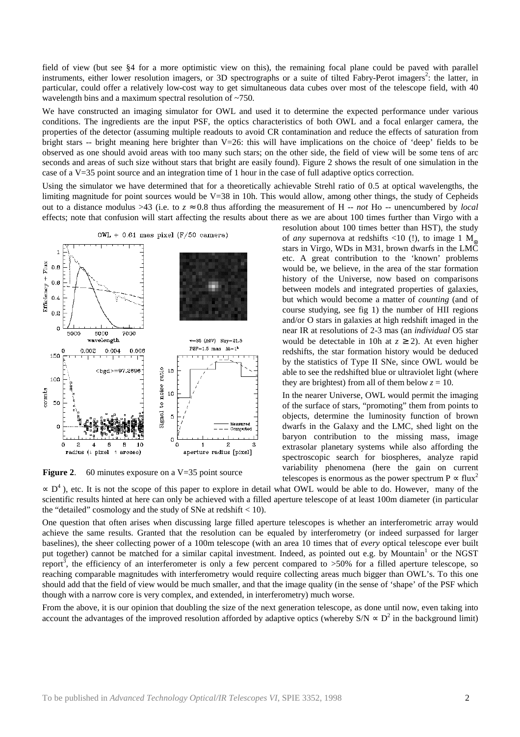field of view (but see §4 for a more optimistic view on this), the remaining focal plane could be paved with parallel instruments, either lower resolution imagers, or 3D spectrographs or a suite of tilted Fabry-Perot imagers[2]: the latter, in particular, could offer a relatively low-cost way to get simultaneous data cubes over most of the telescope field, with 40 wavelength bins and a maximum spectral resolution of ~750.

We have constructed an imaging simulator for OWL and used it to determine the expected performance under various conditions. The ingredients are the input PSF, the optics characteristics of both OWL and a focal enlarger camera, the properties of the detector (assuming multiple readouts to avoid CR contamination and reduce the effects of saturation from bright stars -- bright meaning here brighter than V=26: this will still have implications on the choice of 'deep' fields to be observed as one should avoid areas with too many such stars; on the other side, the field of view will be some tens of arc seconds and areas of such size without stars that bright are easily found). Figure 2 shows the result of one simulation in the case of a V=35 point source and an integration time of 1 hour in the case of full adaptive optics correction.

Using the simulator we have determined that for a theoretically achievable Strehl ratio of 0.5 at optical wavelengths, the limiting magnitude for point sources would be V=38 in 10h. This would allow, among other things, the study of Cepheids out to a distance modulus >43 (i.e. to $z \approx 0.8$ thus affording the measurement of H -- *not* Ho -- unencumbered by *local* effects; note that confusion will start affecting the results about there as we are about 100 times further than Virgo with a resolution about 100 times better than HST), the study of *any* supernova at redshifts <10 (!), to image 1 $M_{\odot}$ stars in Virgo, WDs in M31, brown dwarfs in the LMC etc. A great contribution to the 'known' problems would be, we believe, in the area of the star formation history of the Universe, now based on comparisons between models and integrated properties of galaxies, but which would become a matter of *counting* (and of course studying, see fig 1) the number of HII regions and/or O stars in galaxies at high redshift imaged in the near IR at resolutions of 2-3 mas (an *individual* O5 star would be detectable in 10h at $z \geq 2$). At even higher redshifts, the star formation history would be deduced by the statistics of Type II SNe, since OWL would be able to see the redshifted blue or ultraviolet light (where they are brightest) from all of them below $z = 10$.

**Figure 2**. 60 minutes exposure on a V=35 point source

In the nearer Universe, OWL would permit the imaging of the surface of stars, "promoting" them from points to objects, determine the luminosity function of brown dwarfs in the Galaxy and the LMC, shed light on the baryon contribution to the missing mass, image extrasolar planetary systems while also affording the spectroscopic search for biospheres, analyze rapid variability phenomena (here the gain on current telescopes is enormous as the power spectrum $P \propto \text{flux}^2 \propto D^4$), etc. It is not the scope of this paper to explore in detail what OWL would be able to do. However, many of the scientific results hinted at here can only be achieved with a filled aperture telescope of at least 100m diameter (in particular the "detailed" cosmology and the study of SNe at redshift < 10).

One question that often arises when discussing large filled aperture telescopes is whether an interferometric array would achieve the same results. Granted that the resolution can be equaled by interferometry (or indeed surpassed for larger baselines), the sheer collecting power of a 100m telescope (with an area 10 times that of *every* optical telescope ever built put together) cannot be matched for a similar capital investment. Indeed, as pointed out e.g. by Mountain[1] or the NGST report[3], the efficiency of an interferometer is only a few percent compared to >50% for a filled aperture telescope, so reaching comparable magnitudes with interferometry would require collecting areas much bigger than OWL's. To this one should add that the field of view would be much smaller, and that the image quality (in the sense of 'shape' of the PSF which though with a narrow core is very complex, and extended, in interferometry) much worse.

From the above, it is our opinion that doubling the size of the next generation telescope, as done until now, even taking into account the advantages of the improved resolution afforded by adaptive optics (whereby $S/N \propto D^2$ in the background limit)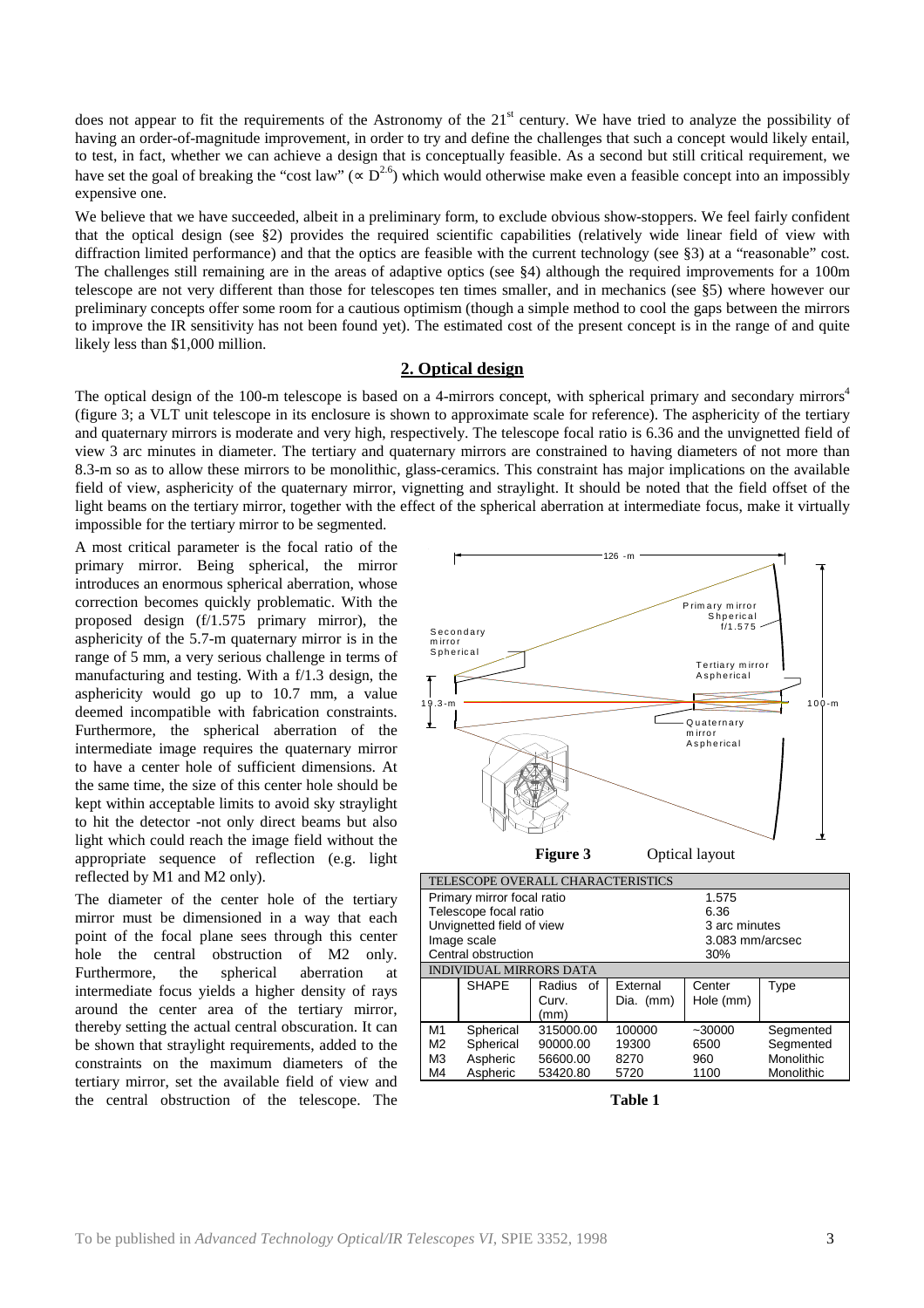does not appear to fit the requirements of the Astronomy of the 21[st] century. We have tried to analyze the possibility of having an order-of-magnitude improvement, in order to try and define the challenges that such a concept would likely entail, to test, in fact, whether we can achieve a design that is conceptually feasible. As a second but still critical requirement, we have set the goal of breaking the "cost law" ($\propto D^{2.6}$) which would otherwise make even a feasible concept into an impossibly expensive one.

We believe that we have succeeded, albeit in a preliminary form, to exclude obvious show-stoppers. We feel fairly confident that the optical design (see §2) provides the required scientific capabilities (relatively wide linear field of view with diffraction limited performance) and that the optics are feasible with the current technology (see §3) at a "reasonable" cost. The challenges still remaining are in the areas of adaptive optics (see §4) although the required improvements for a 100m telescope are not very different than those for telescopes ten times smaller, and in mechanics (see §5) where however our preliminary concepts offer some room for a cautious optimism (though a simple method to cool the gaps between the mirrors to improve the IR sensitivity has not been found yet). The estimated cost of the present concept is in the range of and quite likely less than $1,000 million.

## 2. Optical design

The optical design of the 100-m telescope is based on a 4-mirrors concept, with spherical primary and secondary mirrors[4] (figure 3; a VLT unit telescope in its enclosure is shown to approximate scale for reference). The asphericity of the tertiary and quaternary mirrors is moderate and very high, respectively. The telescope focal ratio is 6.36 and the unvignetted field of view 3 arc minutes in diameter. The tertiary and quaternary mirrors are constrained to having diameters of not more than 8.3-m so as to allow these mirrors to be monolithic, glass-ceramics. This constraint has major implications on the available field of view, asphericity of the quaternary mirror, vignetting and straylight. It should be noted that the field offset of the light beams on the tertiary mirror, together with the effect of the spherical aberration at intermediate focus, make it virtually impossible for the tertiary mirror to be segmented.

A most critical parameter is the focal ratio of the primary mirror. Being spherical, the mirror introduces an enormous spherical aberration, whose correction becomes quickly problematic. With the proposed design (f/1.575 primary mirror), the asphericity of the 5.7-m quaternary mirror is in the range of 5 mm, a very serious challenge in terms of manufacturing and testing. With a f/1.3 design, the asphericity would go up to 10.7 mm, a value deemed incompatible with fabrication constraints. Furthermore, the spherical aberration of the intermediate image requires the quaternary mirror to have a center hole of sufficient dimensions. At the same time, the size of this center hole should be kept within acceptable limits to avoid sky straylight to hit the detector -not only direct beams but also light which could reach the image field without the appropriate sequence of reflection (e.g. light reflected by M1 and M2 only).

The diameter of the center hole of the tertiary mirror must be dimensioned in a way that each point of the focal plane sees through this center hole the central obstruction of M2 only. Furthermore, the spherical aberration at intermediate focus yields a higher density of rays around the center area of the tertiary mirror, thereby setting the actual central obscuration. It can be shown that straylight requirements, added to the constraints on the maximum diameters of the tertiary mirror, set the available field of view and the central obstruction of the telescope. The

**Figure 3** Optical layout

| TELESCOPE OVERALL CHARACTERISTICS | | | | | |
|---|---|---|---|---|---|
| Primary mirror focal ratio | | | | 1.575 | |
| Telescope focal ratio | | | | 6.36 | |
| Unvignetted field of view | | | | 3 arc minutes | |
| Image scale | | | | 3.083 mm/arcsec | |
| Central obstruction | | | | 30% | |
| INDIVIDUAL MIRRORS DATA | | | | | |
| | SHAPE | Radius of Curv. (mm) | External Dia. (mm) | Center Hole (mm) | Type |
| M1 | Spherical | 315000.00 | 100000 | ~30000 | Segmented |
| M2 | Spherical | 90000.00 | 19300 | 6500 | Segmented |
| M3 | Aspheric | 56600.00 | 8270 | 960 | Monolithic |
| M4 | Aspheric | 53420.80 | 5720 | 1100 | Monolithic |

**Table 1**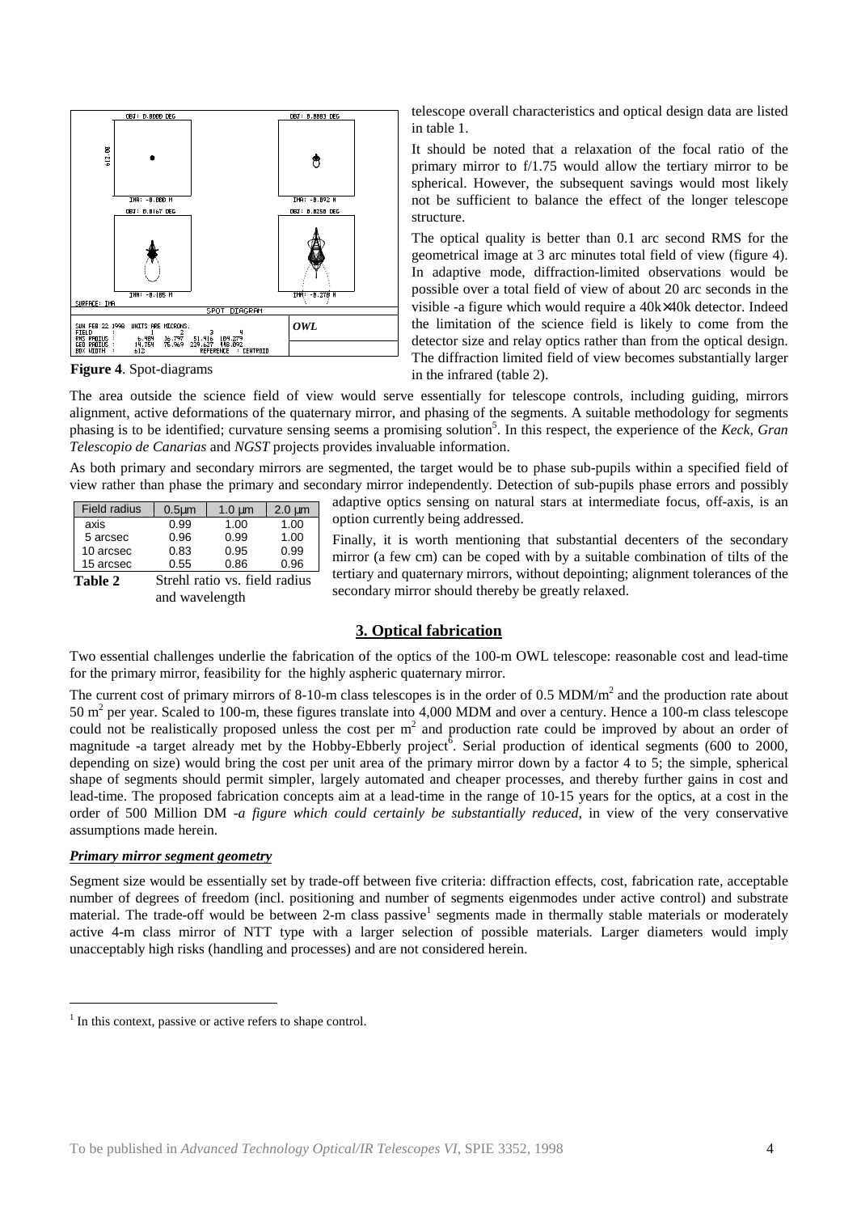Figure 4. Spot-diagrams

telescope overall characteristics and optical design data are listed in table 1.

It should be noted that a relaxation of the focal ratio of the primary mirror to f/1.75 would allow the tertiary mirror to be spherical. However, the subsequent savings would most likely not be sufficient to balance the effect of the longer telescope structure.

The optical quality is better than 0.1 arc second RMS for the geometrical image at 3 arc minutes total field of view (figure 4). In adaptive mode, diffraction-limited observations would be possible over a total field of view of about 20 arc seconds in the visible -a figure which would require a 40k×40k detector. Indeed the limitation of the science field is likely to come from the detector size and relay optics rather than from the optical design. The diffraction limited field of view becomes substantially larger in the infrared (table 2).

The area outside the science field of view would serve essentially for telescope controls, including guiding, mirrors alignment, active deformations of the quaternary mirror, and phasing of the segments. A suitable methodology for segments phasing is to be identified; curvature sensing seems a promising solution[5]. In this respect, the experience of the *Keck*, *Gran Telescopio de Canarias* and *NGST* projects provides invaluable information.

As both primary and secondary mirrors are segmented, the target would be to phase sub-pupils within a specified field of view rather than phase the primary and secondary mirror independently. Detection of sub-pupils phase errors and possibly adaptive optics sensing on natural stars at intermediate focus, off-axis, is an option currently being addressed.

| Field radius | 0.5µm | 1.0 µm | 2.0 µm |
|---|---|---|---|
| axis | 0.99 | 1.00 | 1.00 |
| 5 arcsec | 0.96 | 0.99 | 1.00 |
| 10 arcsec | 0.83 | 0.95 | 0.99 |
| 15 arcsec | 0.55 | 0.86 | 0.96 |

**Table 2** Strehl ratio vs. field radius and wavelength

Finally, it is worth mentioning that substantial decenters of the secondary mirror (a few cm) can be coped with by a suitable combination of tilts of the tertiary and quaternary mirrors, without depointing; alignment tolerances of the secondary mirror should thereby be greatly relaxed.

## 3. Optical fabrication

Two essential challenges underlie the fabrication of the optics of the 100-m OWL telescope: reasonable cost and lead-time for the primary mirror, feasibility for the highly aspheric quaternary mirror.

The current cost of primary mirrors of 8-10-m class telescopes is in the order of 0.5 MDM/m$^2$ and the production rate about 50 m$^2$ per year. Scaled to 100-m, these figures translate into 4,000 MDM and over a century. Hence a 100-m class telescope could not be realistically proposed unless the cost per m$^2$ and production rate could be improved by about an order of magnitude -a target already met by the Hobby-Ebberly project[6]. Serial production of identical segments (600 to 2000, depending on size) would bring the cost per unit area of the primary mirror down by a factor 4 to 5; the simple, spherical shape of segments should permit simpler, largely automated and cheaper processes, and thereby further gains in cost and lead-time. The proposed fabrication concepts aim at a lead-time in the range of 10-15 years for the optics, at a cost in the order of 500 Million DM -*a figure which could certainly be substantially reduced*, in view of the very conservative assumptions made herein.

### *Primary mirror segment geometry*

Segment size would be essentially set by trade-off between five criteria: diffraction effects, cost, fabrication rate, acceptable number of degrees of freedom (incl. positioning and number of segments eigenmodes under active control) and substrate material. The trade-off would be between 2-m class passive[1] segments made in thermally stable materials or moderately active 4-m class mirror of NTT type with a larger selection of possible materials. Larger diameters would imply unacceptably high risks (handling and processes) and are not considered herein.

[1] In this context, passive or active refers to shape control.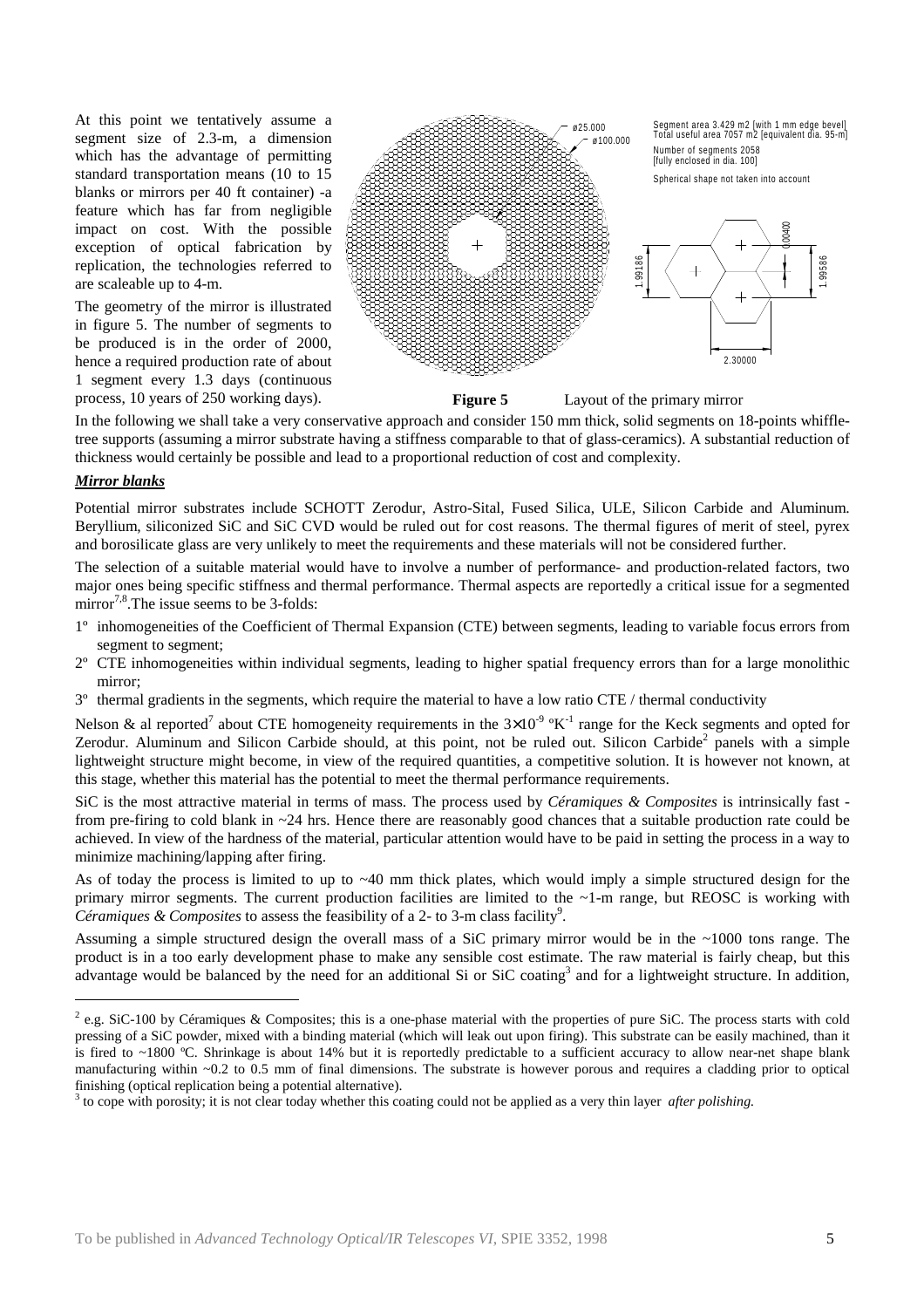At this point we tentatively assume a segment size of 2.3-m, a dimension which has the advantage of permitting standard transportation means (10 to 15 blanks or mirrors per 40 ft container) -a feature which has far from negligible impact on cost. With the possible exception of optical fabrication by replication, the technologies referred to are scaleable up to 4-m.

The geometry of the mirror is illustrated in figure 5. The number of segments to be produced is in the order of 2000, hence a required production rate of about 1 segment every 1.3 days (continuous process, 10 years of 250 working days).

**Figure 5** Layout of the primary mirror

In the following we shall take a very conservative approach and consider 150 mm thick, solid segments on 18-points whiffle-tree supports (assuming a mirror substrate having a stiffness comparable to that of glass-ceramics). A substantial reduction of thickness would certainly be possible and lead to a proportional reduction of cost and complexity.

***Mirror blanks***

Potential mirror substrates include SCHOTT Zerodur, Astro-Sital, Fused Silica, ULE, Silicon Carbide and Aluminum. Beryllium, siliconized SiC and SiC CVD would be ruled out for cost reasons. The thermal figures of merit of steel, pyrex and borosilicate glass are very unlikely to meet the requirements and these materials will not be considered further.

The selection of a suitable material would have to involve a number of performance- and production-related factors, two major ones being specific stiffness and thermal performance. Thermal aspects are reportedly a critical issue for a segmented mirror[7,8]. The issue seems to be 3-folds:

1º inhomogeneities of the Coefficient of Thermal Expansion (CTE) between segments, leading to variable focus errors from segment to segment;

2º CTE inhomogeneities within individual segments, leading to higher spatial frequency errors than for a large monolithic mirror;

3º thermal gradients in the segments, which require the material to have a low ratio CTE / thermal conductivity

Nelson & al reported[7] about CTE homogeneity requirements in the $3\times10^{-9}$ ºK$^{-1}$ range for the Keck segments and opted for Zerodur. Aluminum and Silicon Carbide should, at this point, not be ruled out. Silicon Carbide[2] panels with a simple lightweight structure might become, in view of the required quantities, a competitive solution. It is however not known, at this stage, whether this material has the potential to meet the thermal performance requirements.

SiC is the most attractive material in terms of mass. The process used by *Céramiques & Composites* is intrinsically fast - from pre-firing to cold blank in ~24 hrs. Hence there are reasonably good chances that a suitable production rate could be achieved. In view of the hardness of the material, particular attention would have to be paid in setting the process in a way to minimize machining/lapping after firing.

As of today the process is limited to up to ~40 mm thick plates, which would imply a simple structured design for the primary mirror segments. The current production facilities are limited to the ~1-m range, but REOSC is working with *Céramiques & Composites* to assess the feasibility of a 2- to 3-m class facility[9].

Assuming a simple structured design the overall mass of a SiC primary mirror would be in the ~1000 tons range. The product is in a too early development phase to make any sensible cost estimate. The raw material is fairly cheap, but this advantage would be balanced by the need for an additional Si or SiC coating[3] and for a lightweight structure. In addition,

---

[2] e.g. SiC-100 by Céramiques & Composites; this is a one-phase material with the properties of pure SiC. The process starts with cold pressing of a SiC powder, mixed with a binding material (which will leak out upon firing). This substrate can be easily machined, than it is fired to ~1800 ºC. Shrinkage is about 14% but it is reportedly predictable to a sufficient accuracy to allow near-net shape blank manufacturing within ~0.2 to 0.5 mm of final dimensions. The substrate is however porous and requires a cladding prior to optical finishing (optical replication being a potential alternative).

[3] to cope with porosity; it is not clear today whether this coating could not be applied as a very thin layer *after polishing.*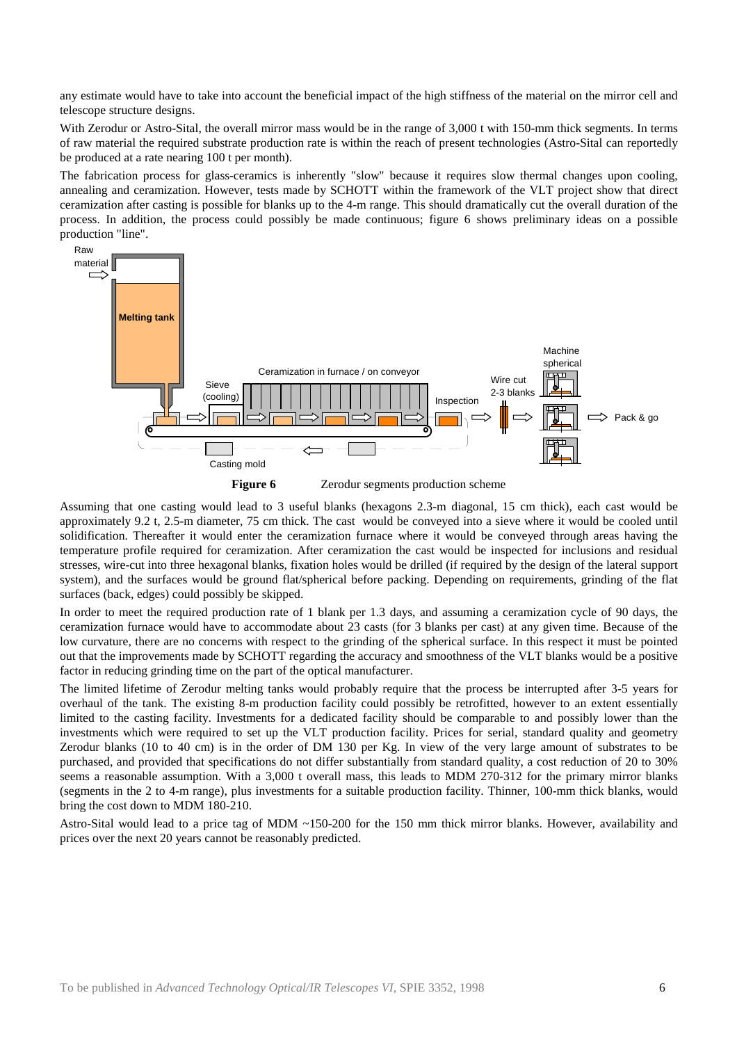any estimate would have to take into account the beneficial impact of the high stiffness of the material on the mirror cell and telescope structure designs.

With Zerodur or Astro-Sital, the overall mirror mass would be in the range of 3,000 t with 150-mm thick segments. In terms of raw material the required substrate production rate is within the reach of present technologies (Astro-Sital can reportedly be produced at a rate nearing 100 t per month).

The fabrication process for glass-ceramics is inherently "slow" because it requires slow thermal changes upon cooling, annealing and ceramization. However, tests made by SCHOTT within the framework of the VLT project show that direct ceramization after casting is possible for blanks up to the 4-m range. This should dramatically cut the overall duration of the process. In addition, the process could possibly be made continuous; figure 6 shows preliminary ideas on a possible production "line".

**Figure 6** Zerodur segments production scheme

Assuming that one casting would lead to 3 useful blanks (hexagons 2.3-m diagonal, 15 cm thick), each cast would be approximately 9.2 t, 2.5-m diameter, 75 cm thick. The cast would be conveyed into a sieve where it would be cooled until solidification. Thereafter it would enter the ceramization furnace where it would be conveyed through areas having the temperature profile required for ceramization. After ceramization the cast would be inspected for inclusions and residual stresses, wire-cut into three hexagonal blanks, fixation holes would be drilled (if required by the design of the lateral support system), and the surfaces would be ground flat/spherical before packing. Depending on requirements, grinding of the flat surfaces (back, edges) could possibly be skipped.

In order to meet the required production rate of 1 blank per 1.3 days, and assuming a ceramization cycle of 90 days, the ceramization furnace would have to accommodate about 23 casts (for 3 blanks per cast) at any given time. Because of the low curvature, there are no concerns with respect to the grinding of the spherical surface. In this respect it must be pointed out that the improvements made by SCHOTT regarding the accuracy and smoothness of the VLT blanks would be a positive factor in reducing grinding time on the part of the optical manufacturer.

The limited lifetime of Zerodur melting tanks would probably require that the process be interrupted after 3-5 years for overhaul of the tank. The existing 8-m production facility could possibly be retrofitted, however to an extent essentially limited to the casting facility. Investments for a dedicated facility should be comparable to and possibly lower than the investments which were required to set up the VLT production facility. Prices for serial, standard quality and geometry Zerodur blanks (10 to 40 cm) is in the order of DM 130 per Kg. In view of the very large amount of substrates to be purchased, and provided that specifications do not differ substantially from standard quality, a cost reduction of 20 to 30% seems a reasonable assumption. With a 3,000 t overall mass, this leads to MDM 270-312 for the primary mirror blanks (segments in the 2 to 4-m range), plus investments for a suitable production facility. Thinner, 100-mm thick blanks, would bring the cost down to MDM 180-210.

Astro-Sital would lead to a price tag of MDM ~150-200 for the 150 mm thick mirror blanks. However, availability and prices over the next 20 years cannot be reasonably predicted.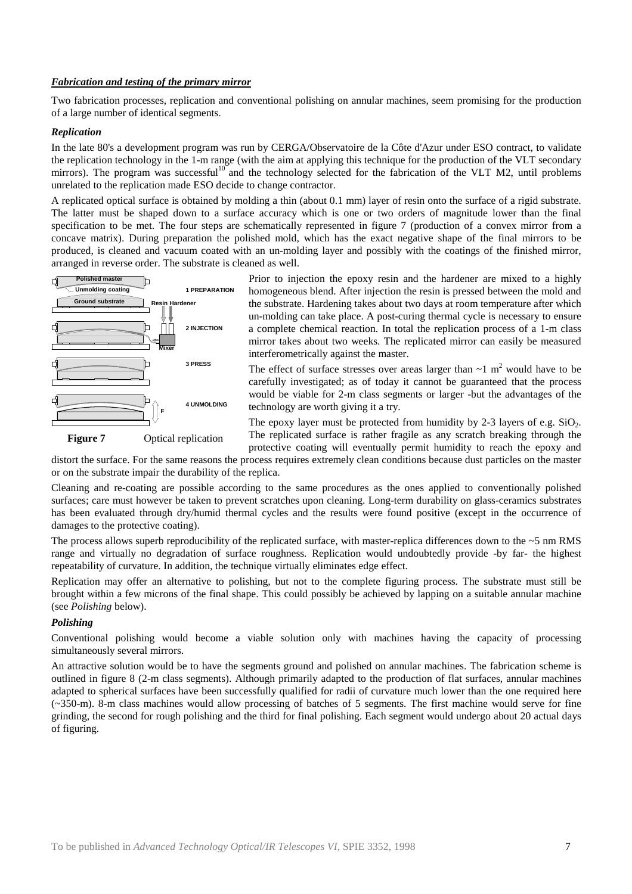***Fabrication and testing of the primary mirror***

Two fabrication processes, replication and conventional polishing on annular machines, seem promising for the production of a large number of identical segments.

### *Replication*

In the late 80's a development program was run by CERGA/Observatoire de la Côte d'Azur under ESO contract, to validate the replication technology in the 1-m range (with the aim at applying this technique for the production of the VLT secondary mirrors). The program was successful[10] and the technology selected for the fabrication of the VLT M2, until problems unrelated to the replication made ESO decide to change contractor.

A replicated optical surface is obtained by molding a thin (about 0.1 mm) layer of resin onto the surface of a rigid substrate. The latter must be shaped down to a surface accuracy which is one or two orders of magnitude lower than the final specification to be met. The four steps are schematically represented in figure 7 (production of a convex mirror from a concave matrix). During preparation the polished mold, which has the exact negative shape of the final mirrors to be produced, is cleaned and vacuum coated with an un-molding layer and possibly with the coatings of the finished mirror, arranged in reverse order. The substrate is cleaned as well.

**Figure 7** Optical replication

Prior to injection the epoxy resin and the hardener are mixed to a highly homogeneous blend. After injection the resin is pressed between the mold and the substrate. Hardening takes about two days at room temperature after which un-molding can take place. A post-curing thermal cycle is necessary to ensure a complete chemical reaction. In total the replication process of a 1-m class mirror takes about two weeks. The replicated mirror can easily be measured interferometrically against the master.

The effect of surface stresses over areas larger than ~1 $m^2$ would have to be carefully investigated; as of today it cannot be guaranteed that the process would be viable for 2-m class segments or larger -but the advantages of the technology are worth giving it a try.

The epoxy layer must be protected from humidity by 2-3 layers of e.g. $SiO_2$. The replicated surface is rather fragile as any scratch breaking through the protective coating will eventually permit humidity to reach the epoxy and distort the surface. For the same reasons the process requires extremely clean conditions because dust particles on the master or on the substrate impair the durability of the replica.

Cleaning and re-coating are possible according to the same procedures as the ones applied to conventionally polished surfaces; care must however be taken to prevent scratches upon cleaning. Long-term durability on glass-ceramics substrates has been evaluated through dry/humid thermal cycles and the results were found positive (except in the occurrence of damages to the protective coating).

The process allows superb reproducibility of the replicated surface, with master-replica differences down to the ~5 nm RMS range and virtually no degradation of surface roughness. Replication would undoubtedly provide -by far- the highest repeatability of curvature. In addition, the technique virtually eliminates edge effect.

Replication may offer an alternative to polishing, but not to the complete figuring process. The substrate must still be brought within a few microns of the final shape. This could possibly be achieved by lapping on a suitable annular machine (see *Polishing* below).

### *Polishing*

Conventional polishing would become a viable solution only with machines having the capacity of processing simultaneously several mirrors.

An attractive solution would be to have the segments ground and polished on annular machines. The fabrication scheme is outlined in figure 8 (2-m class segments). Although primarily adapted to the production of flat surfaces, annular machines adapted to spherical surfaces have been successfully qualified for radii of curvature much lower than the one required here (~350-m). 8-m class machines would allow processing of batches of 5 segments. The first machine would serve for fine grinding, the second for rough polishing and the third for final polishing. Each segment would undergo about 20 actual days of figuring.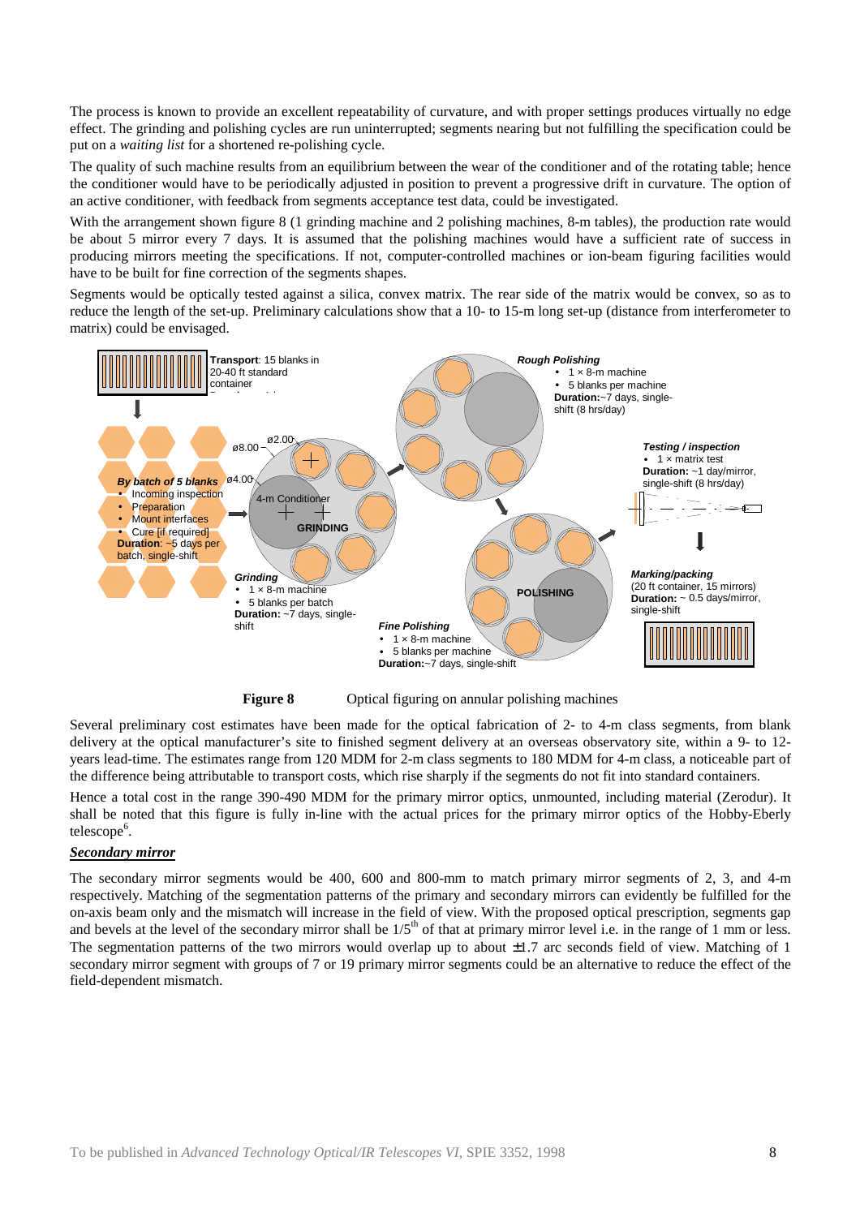The process is known to provide an excellent repeatability of curvature, and with proper settings produces virtually no edge effect. The grinding and polishing cycles are run uninterrupted; segments nearing but not fulfilling the specification could be put on a *waiting list* for a shortened re-polishing cycle.

The quality of such machine results from an equilibrium between the wear of the conditioner and of the rotating table; hence the conditioner would have to be periodically adjusted in position to prevent a progressive drift in curvature. The option of an active conditioner, with feedback from segments acceptance test data, could be investigated.

With the arrangement shown figure 8 (1 grinding machine and 2 polishing machines, 8-m tables), the production rate would be about 5 mirror every 7 days. It is assumed that the polishing machines would have a sufficient rate of success in producing mirrors meeting the specifications. If not, computer-controlled machines or ion-beam figuring facilities would have to be built for fine correction of the segments shapes.

Segments would be optically tested against a silica, convex matrix. The rear side of the matrix would be convex, so as to reduce the length of the set-up. Preliminary calculations show that a 10- to 15-m long set-up (distance from interferometer to matrix) could be envisaged.

**Transport**: 15 blanks in 20-40 ft standard container

***By batch of 5 blanks***
- Incoming inspection
- Preparation
- Mount interfaces
- Cure [if required]

**Duration**: ~5 days per batch, single-shift

ø8.00 ø2.00 ø4.00 4-m Conditioner GRINDING

***Grinding***
- 1 × 8-m machine
- 5 blanks per batch

**Duration:** ~7 days, single-shift

***Rough Polishing***
- 1 × 8-m machine
- 5 blanks per machine

**Duration:**~7 days, single-shift (8 hrs/day)

POLISHING

***Fine Polishing***
- 1 × 8-m machine
- 5 blanks per machine

**Duration:**~7 days, single-shift

***Testing / inspection***
- 1 × matrix test

**Duration:** ~1 day/mirror, single-shift (8 hrs/day)

***Marking/packing***
(20 ft container, 15 mirrors)
**Duration:** ~ 0.5 days/mirror, single-shift

**Figure 8** Optical figuring on annular polishing machines

Several preliminary cost estimates have been made for the optical fabrication of 2- to 4-m class segments, from blank delivery at the optical manufacturer's site to finished segment delivery at an overseas observatory site, within a 9- to 12-years lead-time. The estimates range from 120 MDM for 2-m class segments to 180 MDM for 4-m class, a noticeable part of the difference being attributable to transport costs, which rise sharply if the segments do not fit into standard containers.

Hence a total cost in the range 390-490 MDM for the primary mirror optics, unmounted, including material (Zerodur). It shall be noted that this figure is fully in-line with the actual prices for the primary mirror optics of the Hobby-Eberly telescope[6].

***Secondary mirror***

The secondary mirror segments would be 400, 600 and 800-mm to match primary mirror segments of 2, 3, and 4-m respectively. Matching of the segmentation patterns of the primary and secondary mirrors can evidently be fulfilled for the on-axis beam only and the mismatch will increase in the field of view. With the proposed optical prescription, segments gap and bevels at the level of the secondary mirror shall be $1/5^{th}$ of that at primary mirror level i.e. in the range of 1 mm or less. The segmentation patterns of the two mirrors would overlap up to about ±1.7 arc seconds field of view. Matching of 1 secondary mirror segment with groups of 7 or 19 primary mirror segments could be an alternative to reduce the effect of the field-dependent mismatch.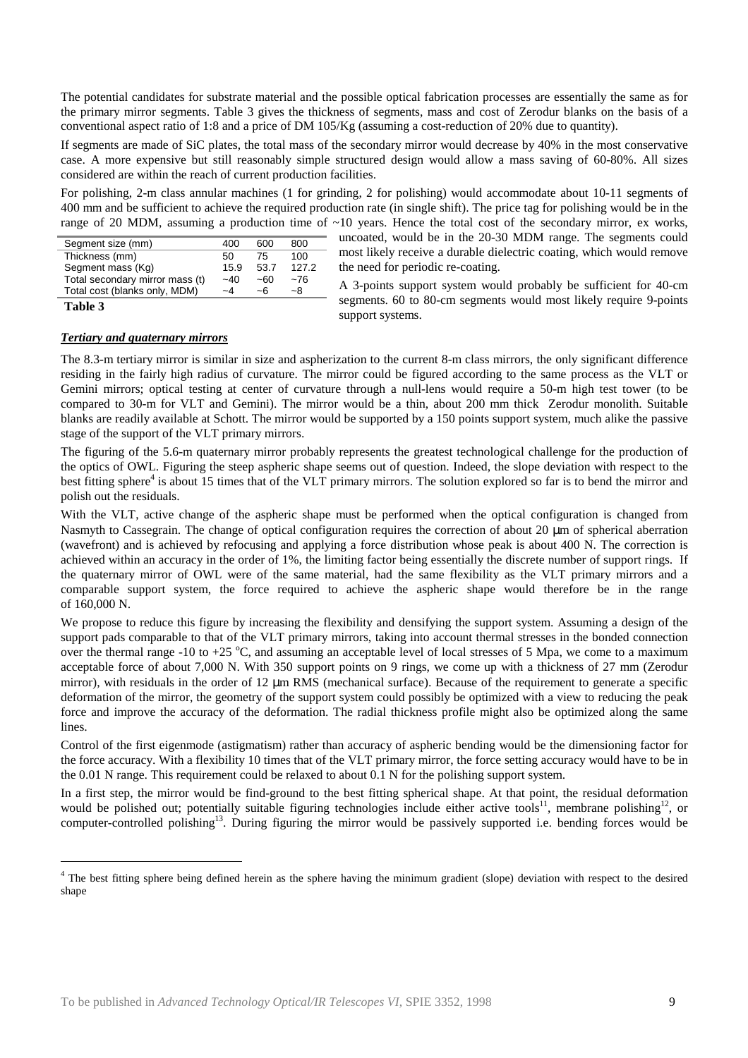The potential candidates for substrate material and the possible optical fabrication processes are essentially the same as for the primary mirror segments. Table 3 gives the thickness of segments, mass and cost of Zerodur blanks on the basis of a conventional aspect ratio of 1:8 and a price of DM 105/Kg (assuming a cost-reduction of 20% due to quantity).

If segments are made of SiC plates, the total mass of the secondary mirror would decrease by 40% in the most conservative case. A more expensive but still reasonably simple structured design would allow a mass saving of 60-80%. All sizes considered are within the reach of current production facilities.

For polishing, 2-m class annular machines (1 for grinding, 2 for polishing) would accommodate about 10-11 segments of 400 mm and be sufficient to achieve the required production rate (in single shift). The price tag for polishing would be in the range of 20 MDM, assuming a production time of ~10 years. Hence the total cost of the secondary mirror, ex works, uncoated, would be in the 20-30 MDM range. The segments could most likely receive a durable dielectric coating, which would remove the need for periodic re-coating.

| Segment size (mm) | 400 | 600 | 800 |
|---|---|---|---|
| Thickness (mm) | 50 | 75 | 100 |
| Segment mass (Kg) | 15.9 | 53.7 | 127.2 |
| Total secondary mirror mass (t) | ~40 | ~60 | ~76 |
| Total cost (blanks only, MDM) | ~4 | ~6 | ~8 |

**Table 3**

A 3-points support system would probably be sufficient for 40-cm segments. 60 to 80-cm segments would most likely require 9-points support systems.

***Tertiary and quaternary mirrors***

The 8.3-m tertiary mirror is similar in size and asphericity to the current 8-m class mirrors, the only significant difference residing in the fairly high radius of curvature. The mirror could be figured according to the same process as the VLT or Gemini mirrors; optical testing at center of curvature through a null-lens would require a 50-m high test tower (to be compared to 30-m for VLT and Gemini). The mirror would be a thin, about 200 mm thick Zerodur monolith. Suitable blanks are readily available at Schott. The mirror would be supported by a 150 points support system, much alike the passive stage of the support of the VLT primary mirrors.

The figuring of the 5.6-m quaternary mirror probably represents the greatest technological challenge for the production of the optics of OWL. Figuring the steep aspheric shape seems out of question. Indeed, the slope deviation with respect to the best fitting sphere[4] is about 15 times that of the VLT primary mirrors. The solution explored so far is to bend the mirror and polish out the residuals.

With the VLT, active change of the aspheric shape must be performed when the optical configuration is changed from Nasmyth to Cassegrain. The change of optical configuration requires the correction of about 20 µm of spherical aberration (wavefront) and is achieved by refocusing and applying a force distribution whose peak is about 400 N. The correction is achieved within an accuracy in the order of 1%, the limiting factor being essentially the discrete number of support rings. If the quaternary mirror of OWL were of the same material, had the same flexibility as the VLT primary mirrors and a comparable support system, the force required to achieve the aspheric shape would therefore be in the range of 160,000 N.

We propose to reduce this figure by increasing the flexibility and densifying the support system. Assuming a design of the support pads comparable to that of the VLT primary mirrors, taking into account thermal stresses in the bonded connection over the thermal range -10 to +25 °C, and assuming an acceptable level of local stresses of 5 Mpa, we come to a maximum acceptable force of about 7,000 N. With 350 support points on 9 rings, we come up with a thickness of 27 mm (Zerodur mirror), with residuals in the order of 12 µm RMS (mechanical surface). Because of the requirement to generate a specific deformation of the mirror, the geometry of the support system could possibly be optimized with a view to reducing the peak force and improve the accuracy of the deformation. The radial thickness profile might also be optimized along the same lines.

Control of the first eigenmode (astigmatism) rather than accuracy of aspheric bending would be the dimensioning factor for the force accuracy. With a flexibility 10 times that of the VLT primary mirror, the force setting accuracy would have to be in the 0.01 N range. This requirement could be relaxed to about 0.1 N for the polishing support system.

In a first step, the mirror would be find-ground to the best fitting spherical shape. At that point, the residual deformation would be polished out; potentially suitable figuring technologies include either active tools[11], membrane polishing[12], or computer-controlled polishing[13]. During figuring the mirror would be passively supported i.e. bending forces would be

---

[4] The best fitting sphere being defined herein as the sphere having the minimum gradient (slope) deviation with respect to the desired shape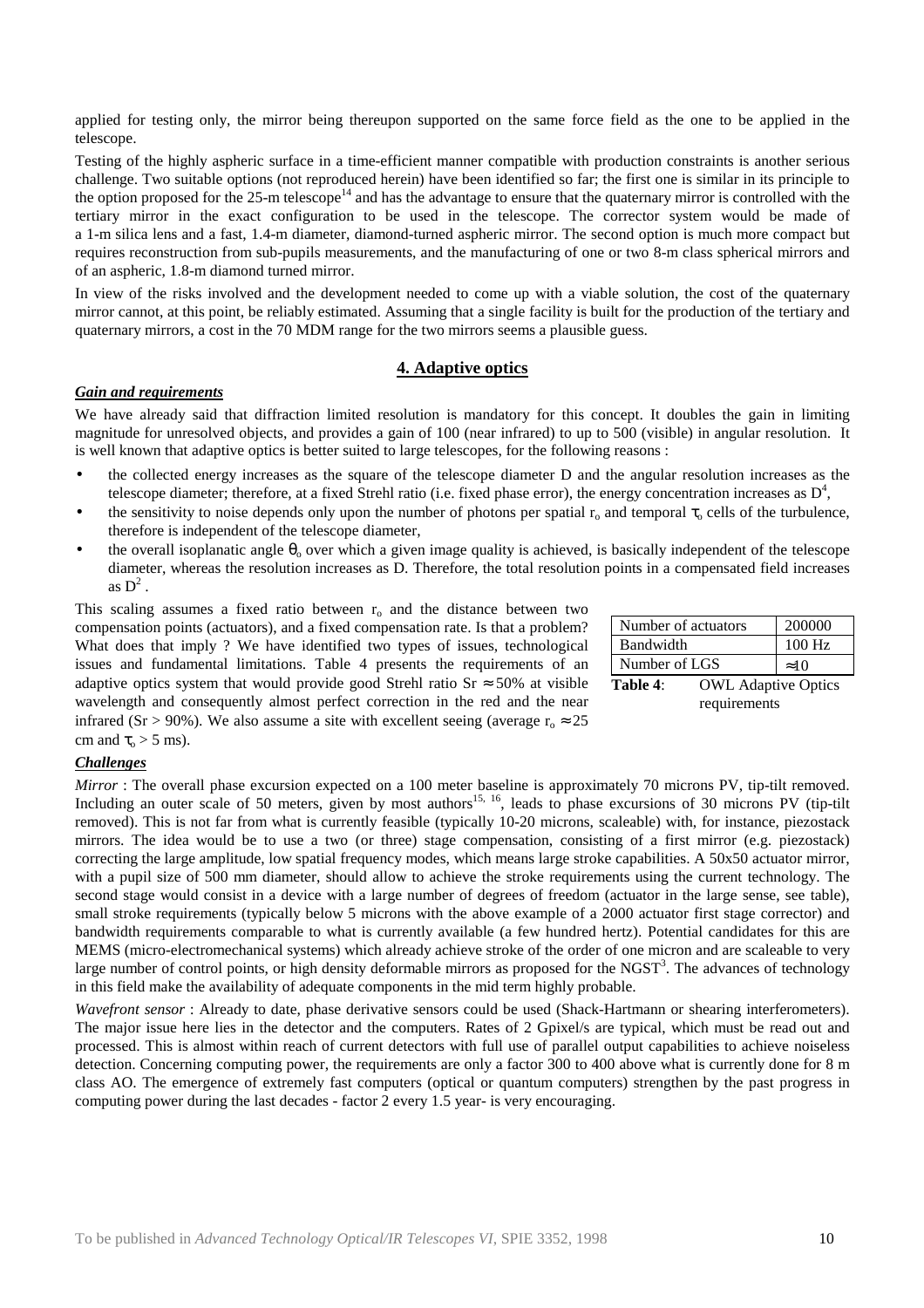applied for testing only, the mirror being thereupon supported on the same force field as the one to be applied in the telescope.

Testing of the highly aspheric surface in a time-efficient manner compatible with production constraints is another serious challenge. Two suitable options (not reproduced herein) have been identified so far; the first one is similar in its principle to the option proposed for the 25-m telescope[14] and has the advantage to ensure that the quaternary mirror is controlled with the tertiary mirror in the exact configuration to be used in the telescope. The corrector system would be made of a 1-m silica lens and a fast, 1.4-m diameter, diamond-turned aspheric mirror. The second option is much more compact but requires reconstruction from sub-pupils measurements, and the manufacturing of one or two 8-m class spherical mirrors and of an aspheric, 1.8-m diamond turned mirror.

In view of the risks involved and the development needed to come up with a viable solution, the cost of the quaternary mirror cannot, at this point, be reliably estimated. Assuming that a single facility is built for the production of the tertiary and quaternary mirrors, a cost in the 70 MDM range for the two mirrors seems a plausible guess.

## 4. Adaptive optics

### *Gain and requirements*

We have already said that diffraction limited resolution is mandatory for this concept. It doubles the gain in limiting magnitude for unresolved objects, and provides a gain of 100 (near infrared) to up to 500 (visible) in angular resolution. It is well known that adaptive optics is better suited to large telescopes, for the following reasons :

- the collected energy increases as the square of the telescope diameter D and the angular resolution increases as the telescope diameter; therefore, at a fixed Strehl ratio (i.e. fixed phase error), the energy concentration increases as $D^4$,
- the sensitivity to noise depends only upon the number of photons per spatial $r_o$ and temporal $\tau_o$ cells of the turbulence, therefore is independent of the telescope diameter,
- the overall isoplanatic angle $\theta_o$ over which a given image quality is achieved, is basically independent of the telescope diameter, whereas the resolution increases as D. Therefore, the total resolution points in a compensated field increases as $D^2$ .

This scaling assumes a fixed ratio between $r_o$ and the distance between two compensation points (actuators), and a fixed compensation rate. Is that a problem? What does that imply ? We have identified two types of issues, technological issues and fundamental limitations. Table 4 presents the requirements of an adaptive optics system that would provide good Strehl ratio $Sr \approx 50\%$ at visible wavelength and consequently almost perfect correction in the red and the near infrared ($Sr > 90\%$). We also assume a site with excellent seeing (average $r_o \approx 25$ cm and $\tau_o > 5$ ms).

| Number of actuators | 200000 |
|---|---|
| Bandwidth | 100 Hz |
| Number of LGS | $\approx 10$ |

**Table 4**: OWL Adaptive Optics requirements

### *Challenges*

*Mirror* : The overall phase excursion expected on a 100 meter baseline is approximately 70 microns PV, tip-tilt removed. Including an outer scale of 50 meters, given by most authors[15, 16], leads to phase excursions of 30 microns PV (tip-tilt removed). This is not far from what is currently feasible (typically 10-20 microns, scaleable) with, for instance, piezostack mirrors. The idea would be to use a two (or three) stage compensation, consisting of a first mirror (e.g. piezostack) correcting the large amplitude, low spatial frequency modes, which means large stroke capabilities. A 50x50 actuator mirror, with a pupil size of 500 mm diameter, should allow to achieve the stroke requirements using the current technology. The second stage would consist in a device with a large number of degrees of freedom (actuator in the large sense, see table), small stroke requirements (typically below 5 microns with the above example of a 2000 actuator first stage corrector) and bandwidth requirements comparable to what is currently available (a few hundred hertz). Potential candidates for this are MEMS (micro-electromechanical systems) which already achieve stroke of the order of one micron and are scaleable to very large number of control points, or high density deformable mirrors as proposed for the NGST[3]. The advances of technology in this field make the availability of adequate components in the mid term highly probable.

*Wavefront sensor* : Already to date, phase derivative sensors could be used (Shack-Hartmann or shearing interferometers). The major issue here lies in the detector and the computers. Rates of 2 Gpixel/s are typical, which must be read out and processed. This is almost within reach of current detectors with full use of parallel output capabilities to achieve noiseless detection. Concerning computing power, the requirements are only a factor 300 to 400 above what is currently done for 8 m class AO. The emergence of extremely fast computers (optical or quantum computers) strengthen by the past progress in computing power during the last decades - factor 2 every 1.5 year- is very encouraging.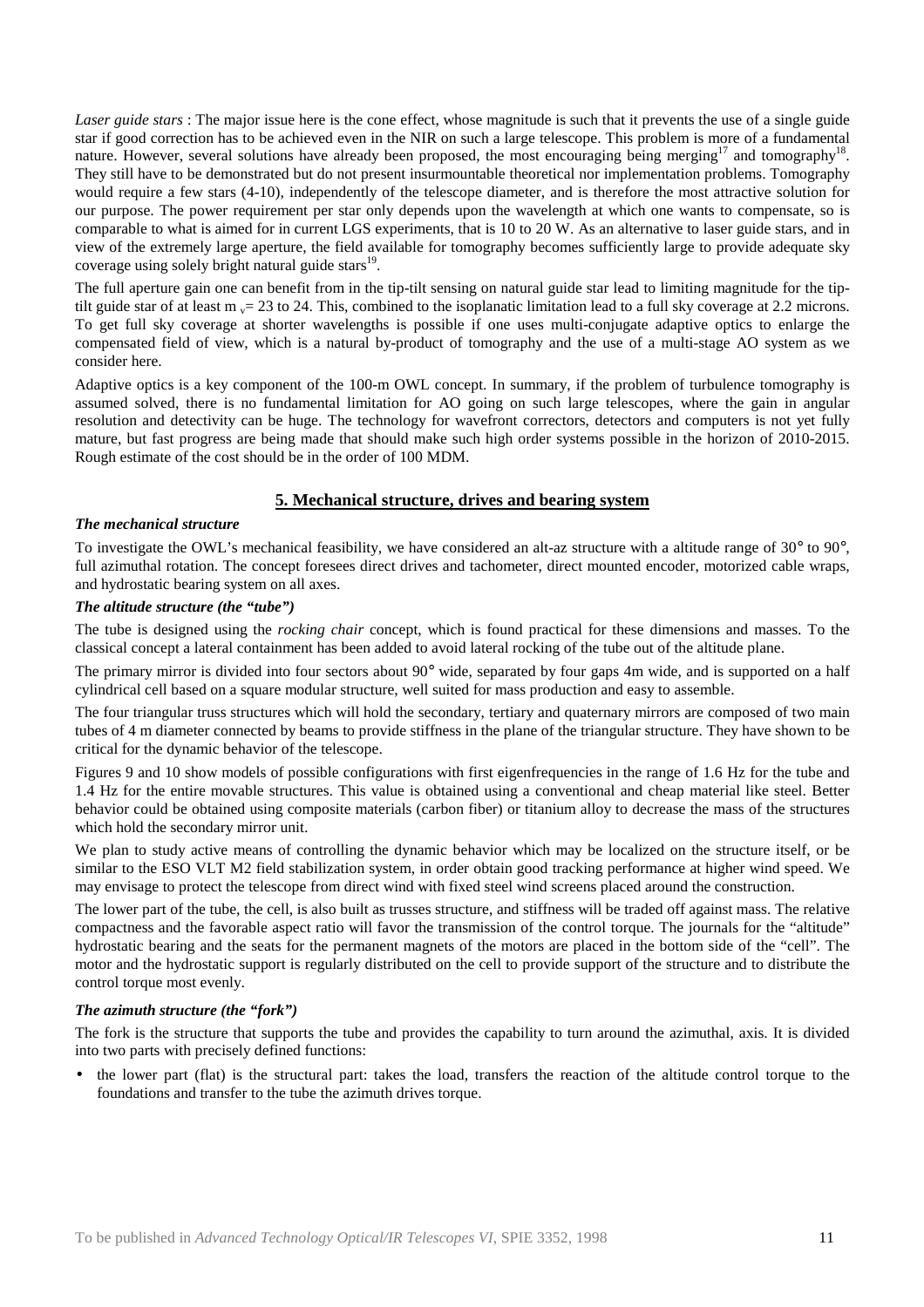*Laser guide stars* : The major issue here is the cone effect, whose magnitude is such that it prevents the use of a single guide star if good correction has to be achieved even in the NIR on such a large telescope. This problem is more of a fundamental nature. However, several solutions have already been proposed, the most encouraging being merging[17] and tomography[18]. They still have to be demonstrated but do not present insurmountable theoretical nor implementation problems. Tomography would require a few stars (4-10), independently of the telescope diameter, and is therefore the most attractive solution for our purpose. The power requirement per star only depends upon the wavelength at which one wants to compensate, so is comparable to what is aimed for in current LGS experiments, that is 10 to 20 W. As an alternative to laser guide stars, and in view of the extremely large aperture, the field available for tomography becomes sufficiently large to provide adequate sky coverage using solely bright natural guide stars[19].

The full aperture gain one can benefit from in the tip-tilt sensing on natural guide star lead to limiting magnitude for the tip-tilt guide star of at least $m_v$= 23 to 24. This, combined to the isoplanatic limitation lead to a full sky coverage at 2.2 microns. To get full sky coverage at shorter wavelengths is possible if one uses multi-conjugate adaptive optics to enlarge the compensated field of view, which is a natural by-product of tomography and the use of a multi-stage AO system as we consider here.

Adaptive optics is a key component of the 100-m OWL concept. In summary, if the problem of turbulence tomography is assumed solved, there is no fundamental limitation for AO going on such large telescopes, where the gain in angular resolution and detectivity can be huge. The technology for wavefront correctors, detectors and computers is not yet fully mature, but fast progress are being made that should make such high order systems possible in the horizon of 2010-2015. Rough estimate of the cost should be in the order of 100 MDM.

## 5. Mechanical structure, drives and bearing system

### *The mechanical structure*

To investigate the OWL's mechanical feasibility, we have considered an alt-az structure with a altitude range of 30° to 90°, full azimuthal rotation. The concept foresees direct drives and tachometer, direct mounted encoder, motorized cable wraps, and hydrostatic bearing system on all axes.

### *The altitude structure (the "tube")*

The tube is designed using the *rocking chair* concept, which is found practical for these dimensions and masses. To the classical concept a lateral containment has been added to avoid lateral rocking of the tube out of the altitude plane.

The primary mirror is divided into four sectors about 90° wide, separated by four gaps 4m wide, and is supported on a half cylindrical cell based on a square modular structure, well suited for mass production and easy to assemble.

The four triangular truss structures which will hold the secondary, tertiary and quaternary mirrors are composed of two main tubes of 4 m diameter connected by beams to provide stiffness in the plane of the triangular structure. They have shown to be critical for the dynamic behavior of the telescope.

Figures 9 and 10 show models of possible configurations with first eigenfrequencies in the range of 1.6 Hz for the tube and 1.4 Hz for the entire movable structures. This value is obtained using a conventional and cheap material like steel. Better behavior could be obtained using composite materials (carbon fiber) or titanium alloy to decrease the mass of the structures which hold the secondary mirror unit.

We plan to study active means of controlling the dynamic behavior which may be localized on the structure itself, or be similar to the ESO VLT M2 field stabilization system, in order obtain good tracking performance at higher wind speed. We may envisage to protect the telescope from direct wind with fixed steel wind screens placed around the construction.

The lower part of the tube, the cell, is also built as trusses structure, and stiffness will be traded off against mass. The relative compactness and the favorable aspect ratio will favor the transmission of the control torque. The journals for the "altitude" hydrostatic bearing and the seats for the permanent magnets of the motors are placed in the bottom side of the "cell". The motor and the hydrostatic support is regularly distributed on the cell to provide support of the structure and to distribute the control torque most evenly.

### *The azimuth structure (the "fork")*

The fork is the structure that supports the tube and provides the capability to turn around the azimuthal, axis. It is divided into two parts with precisely defined functions:

- the lower part (flat) is the structural part: takes the load, transfers the reaction of the altitude control torque to the foundations and transfer to the tube the azimuth drives torque.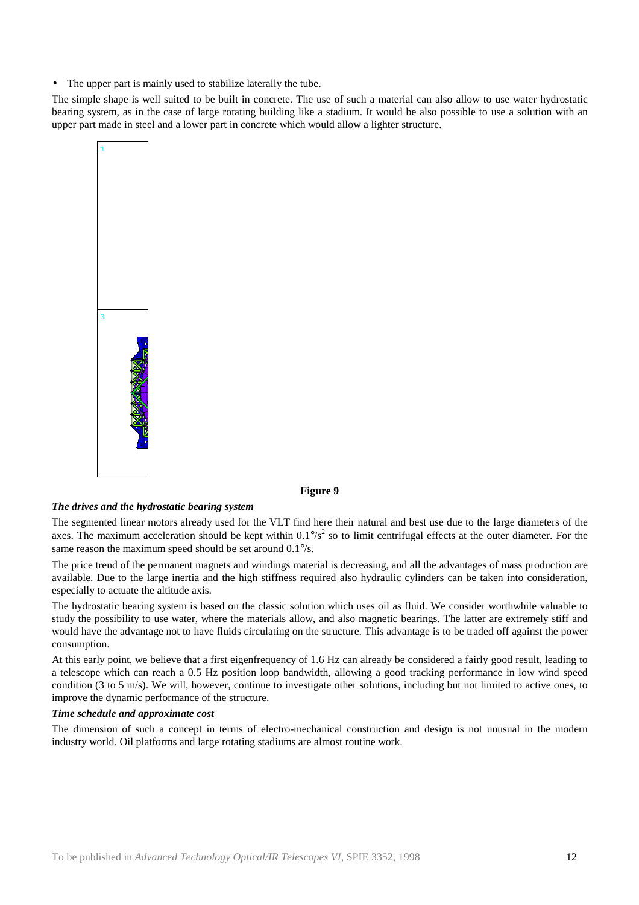- The upper part is mainly used to stabilize laterally the tube.

The simple shape is well suited to be built in concrete. The use of such a material can also allow to use water hydrostatic bearing system, as in the case of large rotating building like a stadium. It would be also possible to use a solution with an upper part made in steel and a lower part in concrete which would allow a lighter structure.

**Figure 9**

### *The drives and the hydrostatic bearing system*

The segmented linear motors already used for the VLT find here their natural and best use due to the large diameters of the axes. The maximum acceleration should be kept within $0.1°/s^2$ so to limit centrifugal effects at the outer diameter. For the same reason the maximum speed should be set around 0.1°/s.

The price trend of the permanent magnets and windings material is decreasing, and all the advantages of mass production are available. Due to the large inertia and the high stiffness required also hydraulic cylinders can be taken into consideration, especially to actuate the altitude axis.

The hydrostatic bearing system is based on the classic solution which uses oil as fluid. We consider worthwhile valuable to study the possibility to use water, where the materials allow, and also magnetic bearings. The latter are extremely stiff and would have the advantage not to have fluids circulating on the structure. This advantage is to be traded off against the power consumption.

At this early point, we believe that a first eigenfrequency of 1.6 Hz can already be considered a fairly good result, leading to a telescope which can reach a 0.5 Hz position loop bandwidth, allowing a good tracking performance in low wind speed condition (3 to 5 m/s). We will, however, continue to investigate other solutions, including but not limited to active ones, to improve the dynamic performance of the structure.

### *Time schedule and approximate cost*

The dimension of such a concept in terms of electro-mechanical construction and design is not unusual in the modern industry world. Oil platforms and large rotating stadiums are almost routine work.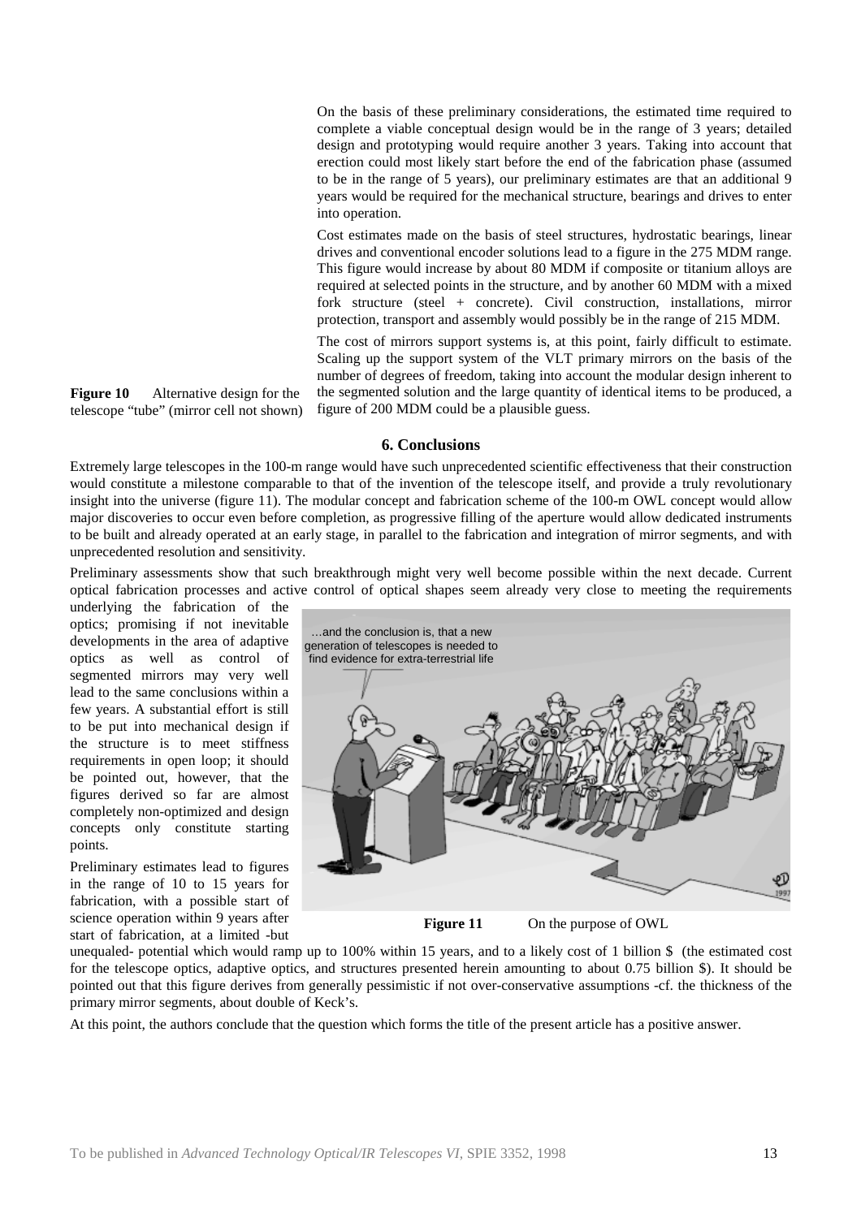On the basis of these preliminary considerations, the estimated time required to complete a viable conceptual design would be in the range of 3 years; detailed design and prototyping would require another 3 years. Taking into account that erection could most likely start before the end of the fabrication phase (assumed to be in the range of 5 years), our preliminary estimates are that an additional 9 years would be required for the mechanical structure, bearings and drives to enter into operation.

Cost estimates made on the basis of steel structures, hydrostatic bearings, linear drives and conventional encoder solutions lead to a figure in the 275 MDM range. This figure would increase by about 80 MDM if composite or titanium alloys are required at selected points in the structure, and by another 60 MDM with a mixed fork structure (steel + concrete). Civil construction, installations, mirror protection, transport and assembly would possibly be in the range of 215 MDM.

The cost of mirrors support systems is, at this point, fairly difficult to estimate. Scaling up the support system of the VLT primary mirrors on the basis of the number of degrees of freedom, taking into account the modular design inherent to the segmented solution and the large quantity of identical items to be produced, a figure of 200 MDM could be a plausible guess.

**Figure 10** Alternative design for the telescope "tube" (mirror cell not shown)

## 6. Conclusions

Extremely large telescopes in the 100-m range would have such unprecedented scientific effectiveness that their construction would constitute a milestone comparable to that of the invention of the telescope itself, and provide a truly revolutionary insight into the universe (figure 11). The modular concept and fabrication scheme of the 100-m OWL concept would allow major discoveries to occur even before completion, as progressive filling of the aperture would allow dedicated instruments to be built and already operated at an early stage, in parallel to the fabrication and integration of mirror segments, and with unprecedented resolution and sensitivity.

Preliminary assessments show that such breakthrough might very well become possible within the next decade. Current optical fabrication processes and active control of optical shapes seem already very close to meeting the requirements underlying the fabrication of the optics; promising if not inevitable developments in the area of adaptive optics as well as control of segmented mirrors may very well lead to the same conclusions within a few years. A substantial effort is still to be put into mechanical design if the structure is to meet stiffness requirements in open loop; it should be pointed out, however, that the figures derived so far are almost completely non-optimized and design concepts only constitute starting points.

Preliminary estimates lead to figures in the range of 10 to 15 years for fabrication, with a possible start of science operation within 9 years after start of fabrication, at a limited -but unequaled- potential which would ramp up to 100% within 15 years, and to a likely cost of 1 billion $ (the estimated cost for the telescope optics, adaptive optics, and structures presented herein amounting to about 0.75 billion $). It should be pointed out that this figure derives from generally pessimistic if not over-conservative assumptions -cf. the thickness of the primary mirror segments, about double of Keck's.

**Figure 11** On the purpose of OWL

At this point, the authors conclude that the question which forms the title of the present article has a positive answer.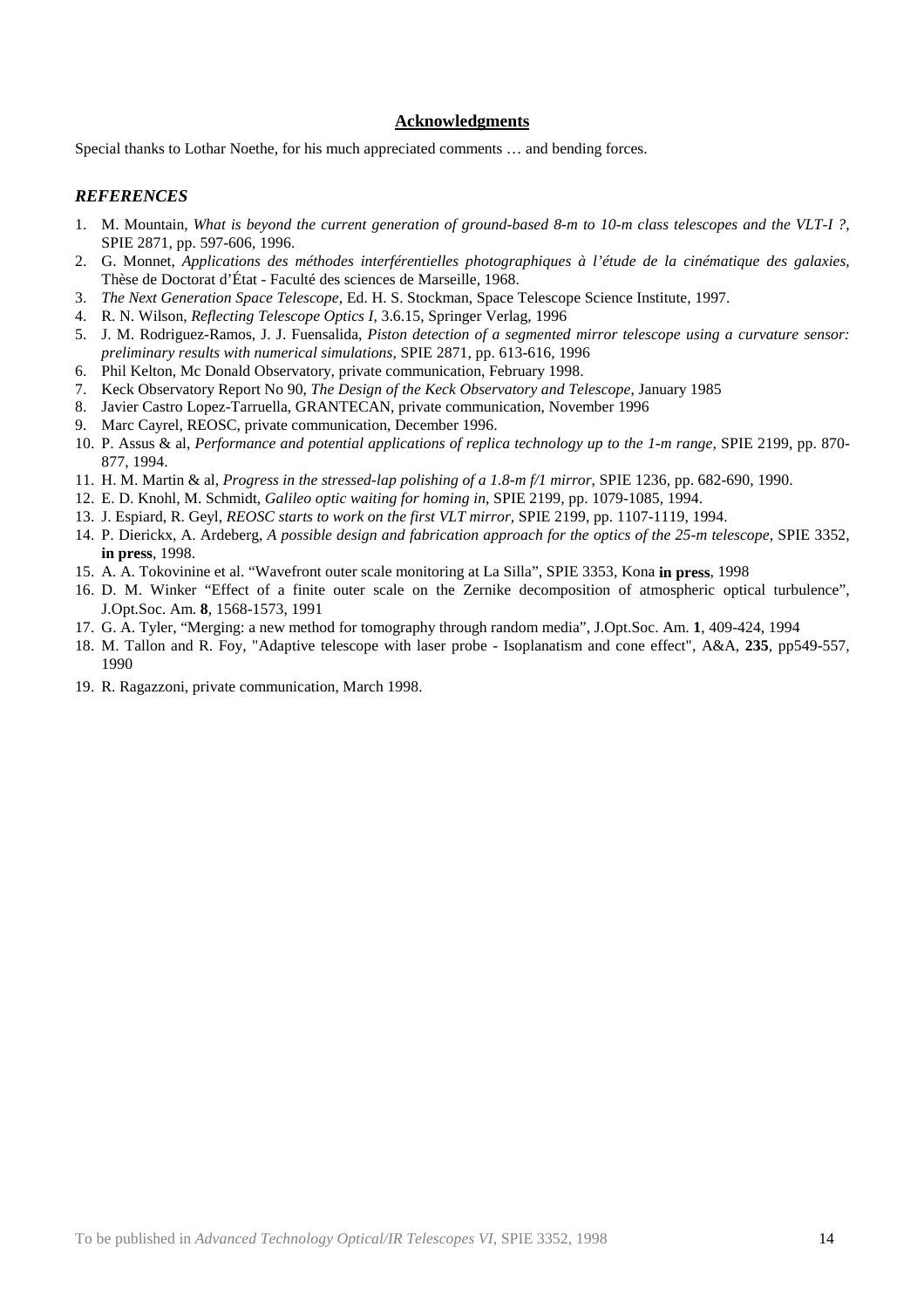## Acknowledgments

Special thanks to Lothar Noethe, for his much appreciated comments … and bending forces.

### *REFERENCES*

1. M. Mountain, *What is beyond the current generation of ground-based 8-m to 10-m class telescopes and the VLT-I ?*, SPIE 2871, pp. 597-606, 1996.
2. G. Monnet, *Applications des méthodes interférentielles photographiques à l'étude de la cinématique des galaxies*, Thèse de Doctorat d'État - Faculté des sciences de Marseille, 1968.
3. *The Next Generation Space Telescope*, Ed. H. S. Stockman, Space Telescope Science Institute, 1997.
4. R. N. Wilson, *Reflecting Telescope Optics I*, 3.6.15, Springer Verlag, 1996
5. J. M. Rodriguez-Ramos, J. J. Fuensalida, *Piston detection of a segmented mirror telescope using a curvature sensor: preliminary results with numerical simulations*, SPIE 2871, pp. 613-616, 1996
6. Phil Kelton, Mc Donald Observatory, private communication, February 1998.
7. Keck Observatory Report No 90, *The Design of the Keck Observatory and Telescope*, January 1985
8. Javier Castro Lopez-Tarruella, GRANTECAN, private communication, November 1996
9. Marc Cayrel, REOSC, private communication, December 1996.
10. P. Assus & al, *Performance and potential applications of replica technology up to the 1-m range*, SPIE 2199, pp. 870-877, 1994.
11. H. M. Martin & al, *Progress in the stressed-lap polishing of a 1.8-m f/1 mirror*, SPIE 1236, pp. 682-690, 1990.
12. E. D. Knohl, M. Schmidt, *Galileo optic waiting for homing in*, SPIE 2199, pp. 1079-1085, 1994.
13. J. Espiard, R. Geyl, *REOSC starts to work on the first VLT mirror*, SPIE 2199, pp. 1107-1119, 1994.
14. P. Dierickx, A. Ardeberg, *A possible design and fabrication approach for the optics of the 25-m telescope*, SPIE 3352, **in press**, 1998.
15. A. A. Tokovinine et al. "Wavefront outer scale monitoring at La Silla", SPIE 3353, Kona **in press**, 1998
16. D. M. Winker "Effect of a finite outer scale on the Zernike decomposition of atmospheric optical turbulence", J.Opt.Soc. Am. **8**, 1568-1573, 1991
17. G. A. Tyler, "Merging: a new method for tomography through random media", J.Opt.Soc. Am. **1**, 409-424, 1994
18. M. Tallon and R. Foy, "Adaptive telescope with laser probe - Isoplanatism and cone effect", A&A, **235**, pp549-557, 1990
19. R. Ragazzoni, private communication, March 1998.